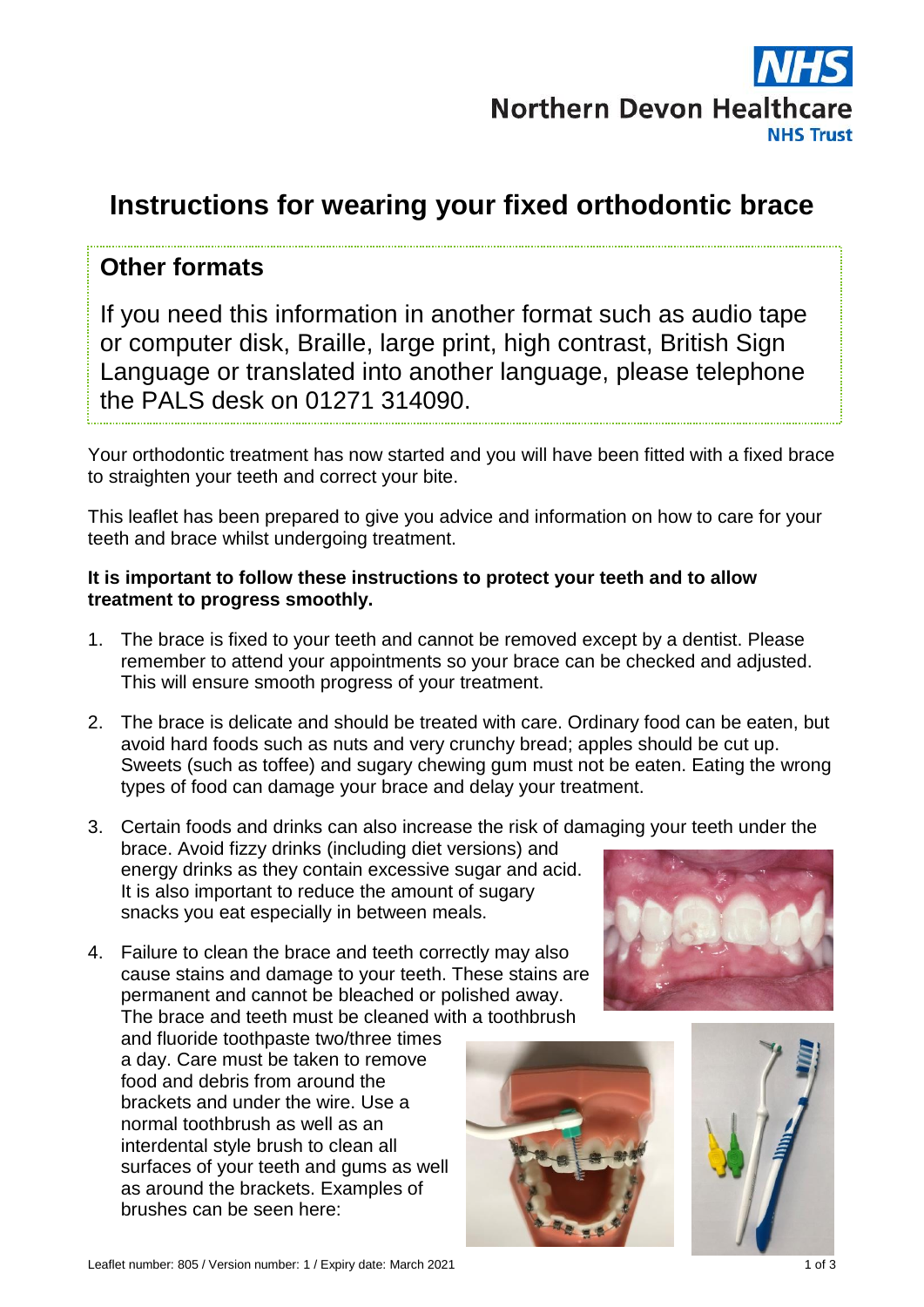# Instructions for wearing your fixed orthodontic brace

## Other formats

If you need this information in another format such as audio tape or computer disk, Braille, large print, high contrast, British Sign Language or translated into another language, please telephone the PALS desk on 01271 314090.

Your orthodontic treatment has now started and you will have been fitted with a fixed brace to straighten your teeth and correct your bite.

This leaflet has been prepared to give you advice and information on how to care for your teeth and brace whilst undergoing treatment.

**It is important to follow these instructions to protect your teeth and to allow treatment to progress smoothly.**

1. The brace is fixed to your teeth and cannot be removed except by a dentist. Please remember to attend your appointments so your brace can be checked and adjusted. This will ensure smooth progress of your treatment.

2. The brace is delicate and should be treated with care. Ordinary food can be eaten, but avoid hard foods such as nuts and very crunchy bread; apples should be cut up. Sweets (such as toffee) and sugary chewing gum must not be eaten. Eating the wrong types of food can damage your brace and delay your treatment.

3. Certain foods and drinks can also increase the risk of damaging your teeth under the brace. Avoid fizzy drinks (including diet versions) and energy drinks as they contain excessive sugar and acid. It is also important to reduce the amount of sugary snacks you eat especially in between meals.

4. Failure to clean the brace and teeth correctly may also cause stains and damage to your teeth. These stains are permanent and cannot be bleached or polished away. The brace and teeth must be cleaned with a toothbrush and fluoride toothpaste two/three times a day. Care must be taken to remove food and debris from around the brackets and under the wire. Use a normal toothbrush as well as an interdental style brush to clean all surfaces of your teeth and gums as well as around the brackets. Examples of brushes can be seen here:

Leaflet number: 805 / Version number: 1 / Expiry date: March 2021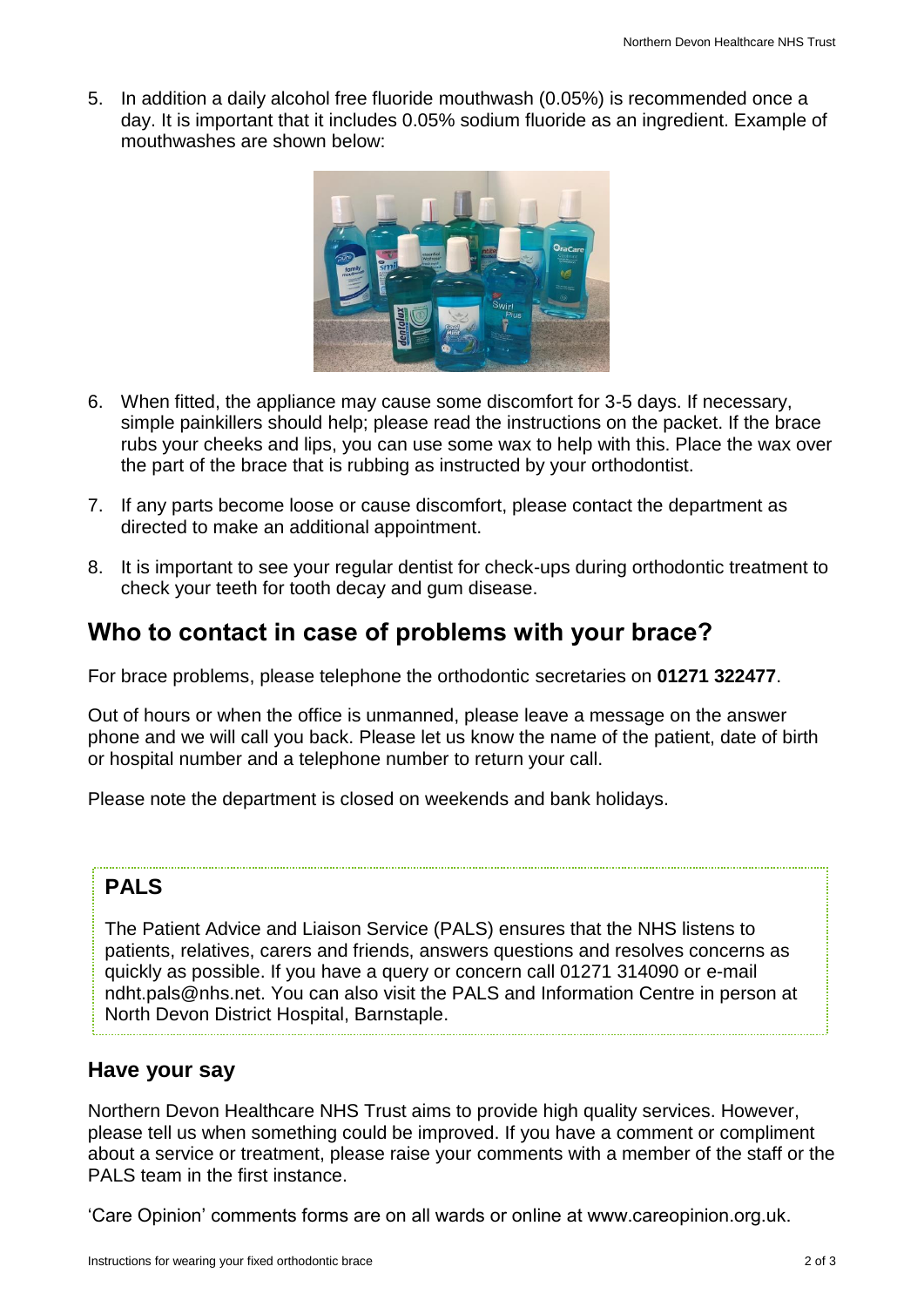5. In addition a daily alcohol free fluoride mouthwash (0.05%) is recommended once a day. It is important that it includes 0.05% sodium fluoride as an ingredient. Example of mouthwashes are shown below:

6. When fitted, the appliance may cause some discomfort for 3-5 days. If necessary, simple painkillers should help; please read the instructions on the packet. If the brace rubs your cheeks and lips, you can use some wax to help with this. Place the wax over the part of the brace that is rubbing as instructed by your orthodontist.

7. If any parts become loose or cause discomfort, please contact the department as directed to make an additional appointment.

8. It is important to see your regular dentist for check-ups during orthodontic treatment to check your teeth for tooth decay and gum disease.

## Who to contact in case of problems with your brace?

For brace problems, please telephone the orthodontic secretaries on **01271 322477**.

Out of hours or when the office is unmanned, please leave a message on the answer phone and we will call you back. Please let us know the name of the patient, date of birth or hospital number and a telephone number to return your call.

Please note the department is closed on weekends and bank holidays.

### PALS

The Patient Advice and Liaison Service (PALS) ensures that the NHS listens to patients, relatives, carers and friends, answers questions and resolves concerns as quickly as possible. If you have a query or concern call 01271 314090 or e-mail ndht.pals@nhs.net. You can also visit the PALS and Information Centre in person at North Devon District Hospital, Barnstaple.

### Have your say

Northern Devon Healthcare NHS Trust aims to provide high quality services. However, please tell us when something could be improved. If you have a comment or compliment about a service or treatment, please raise your comments with a member of the staff or the PALS team in the first instance.

'Care Opinion' comments forms are on all wards or online at www.careopinion.org.uk.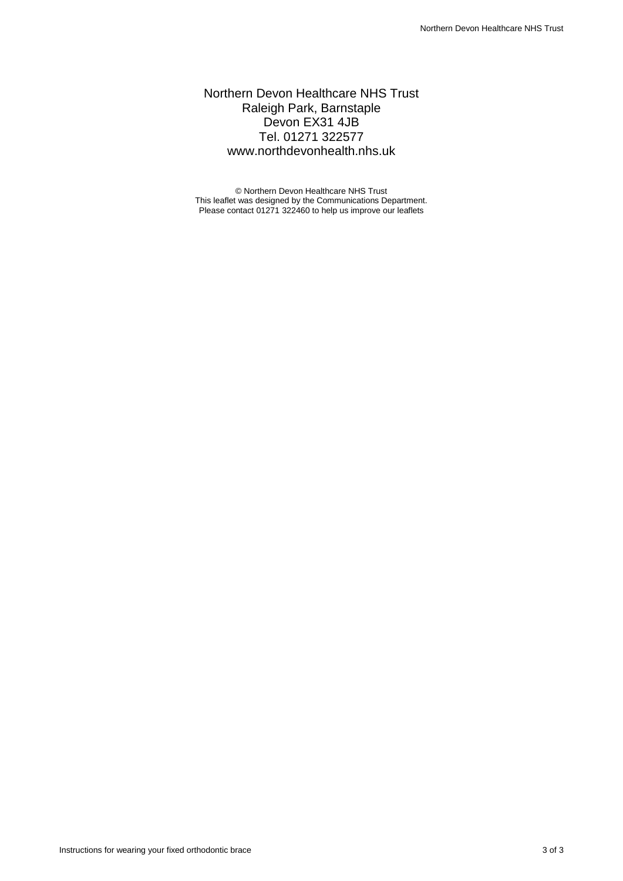Northern Devon Healthcare NHS Trust
Raleigh Park, Barnstaple
Devon EX31 4JB
Tel. 01271 322577
www.northdevonhealth.nhs.uk

© Northern Devon Healthcare NHS Trust
This leaflet was designed by the Communications Department.
Please contact 01271 322460 to help us improve our leaflets